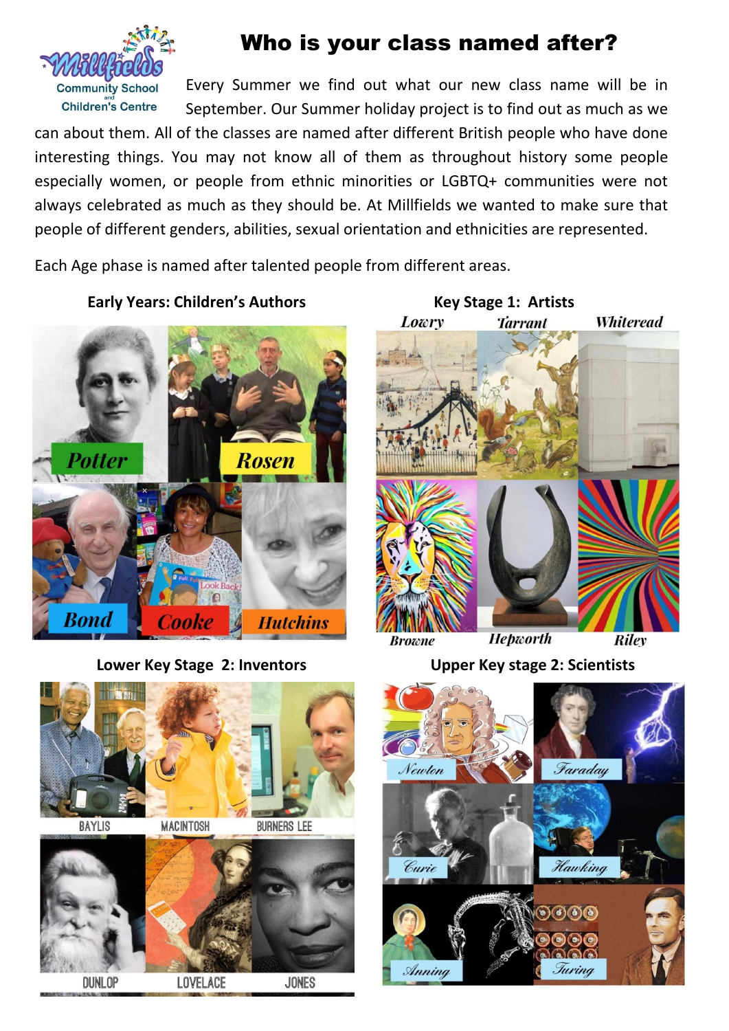# Who is your class named after?

Millfields Community School and Children's Centre

Every Summer we find out what our new class name will be in September. Our Summer holiday project is to find out as much as we can about them. All of the classes are named after different British people who have done interesting things. You may not know all of them as throughout history some people especially women, or people from ethnic minorities or LGBTQ+ communities were not always celebrated as much as they should be. At Millfields we wanted to make sure that people of different genders, abilities, sexual orientation and ethnicities are represented.

Each Age phase is named after talented people from different areas.

### Early Years: Children's Authors

Potter
Rosen
Bond
Cooke
Hutchins

### Key Stage 1: Artists

Lowry
Tarrant
Whiteread
Browne
Hepworth
Riley

### Lower Key Stage 2: Inventors

BAYLIS
MACINTOSH
BURNERS LEE
DUNLOP
LOVELACE
JONES

### Upper Key stage 2: Scientists

Newton
Faraday
Curie
Hawking
Anning
Turing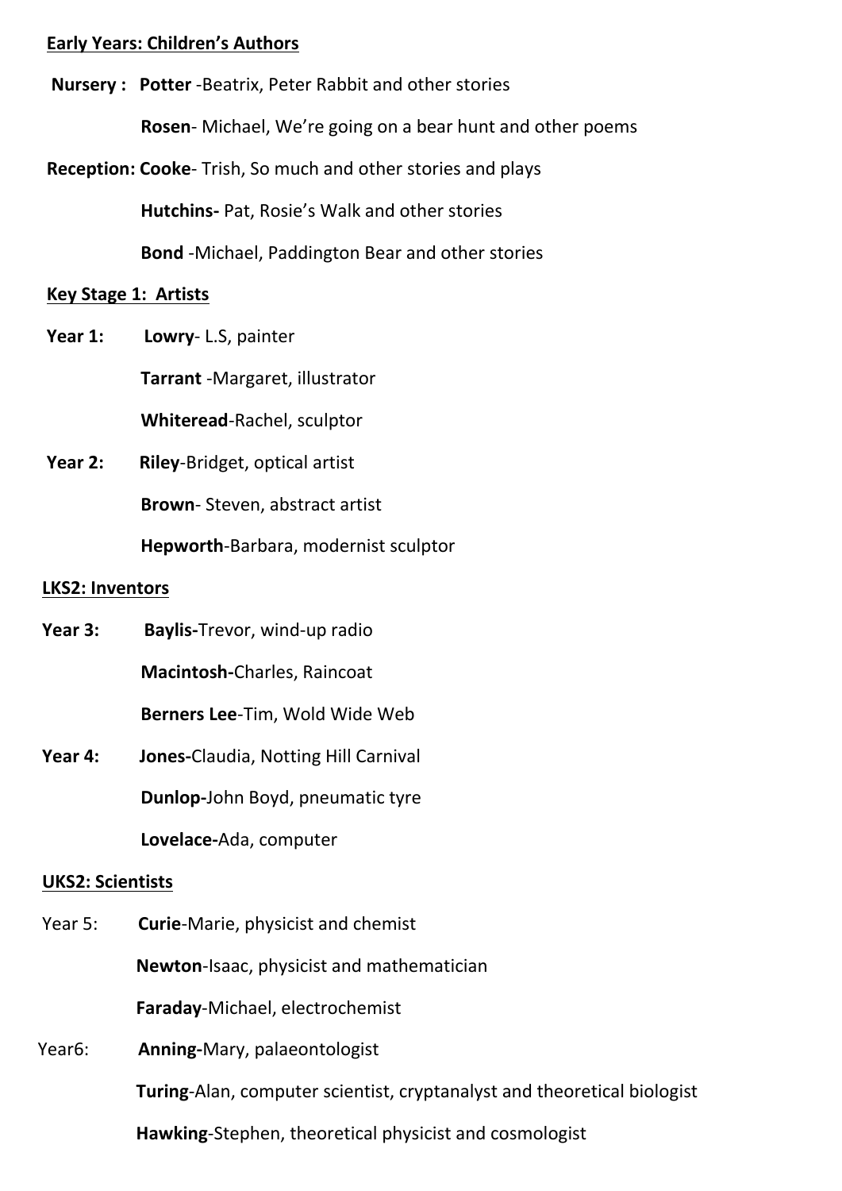**Early Years: Children's Authors**

**Nursery : Potter** -Beatrix, Peter Rabbit and other stories

**Rosen**- Michael, We're going on a bear hunt and other poems

**Reception: Cooke**- Trish, So much and other stories and plays

**Hutchins-** Pat, Rosie's Walk and other stories

**Bond** -Michael, Paddington Bear and other stories

**Key Stage 1: Artists**

**Year 1: Lowry**- L.S, painter

**Tarrant** -Margaret, illustrator

**Whiteread**-Rachel, sculptor

**Year 2: Riley**-Bridget, optical artist

**Brown**- Steven, abstract artist

**Hepworth**-Barbara, modernist sculptor

**LKS2: Inventors**

**Year 3: Baylis-**Trevor, wind-up radio

**Macintosh-**Charles, Raincoat

**Berners Lee**-Tim, Wold Wide Web

**Year 4: Jones-**Claudia, Notting Hill Carnival

**Dunlop-**John Boyd, pneumatic tyre

**Lovelace-**Ada, computer

**UKS2: Scientists**

Year 5: **Curie**-Marie, physicist and chemist

**Newton**-Isaac, physicist and mathematician

**Faraday**-Michael, electrochemist

Year6: **Anning-**Mary, palaeontologist

**Turing**-Alan, computer scientist, cryptanalyst and theoretical biologist

**Hawking**-Stephen, theoretical physicist and cosmologist